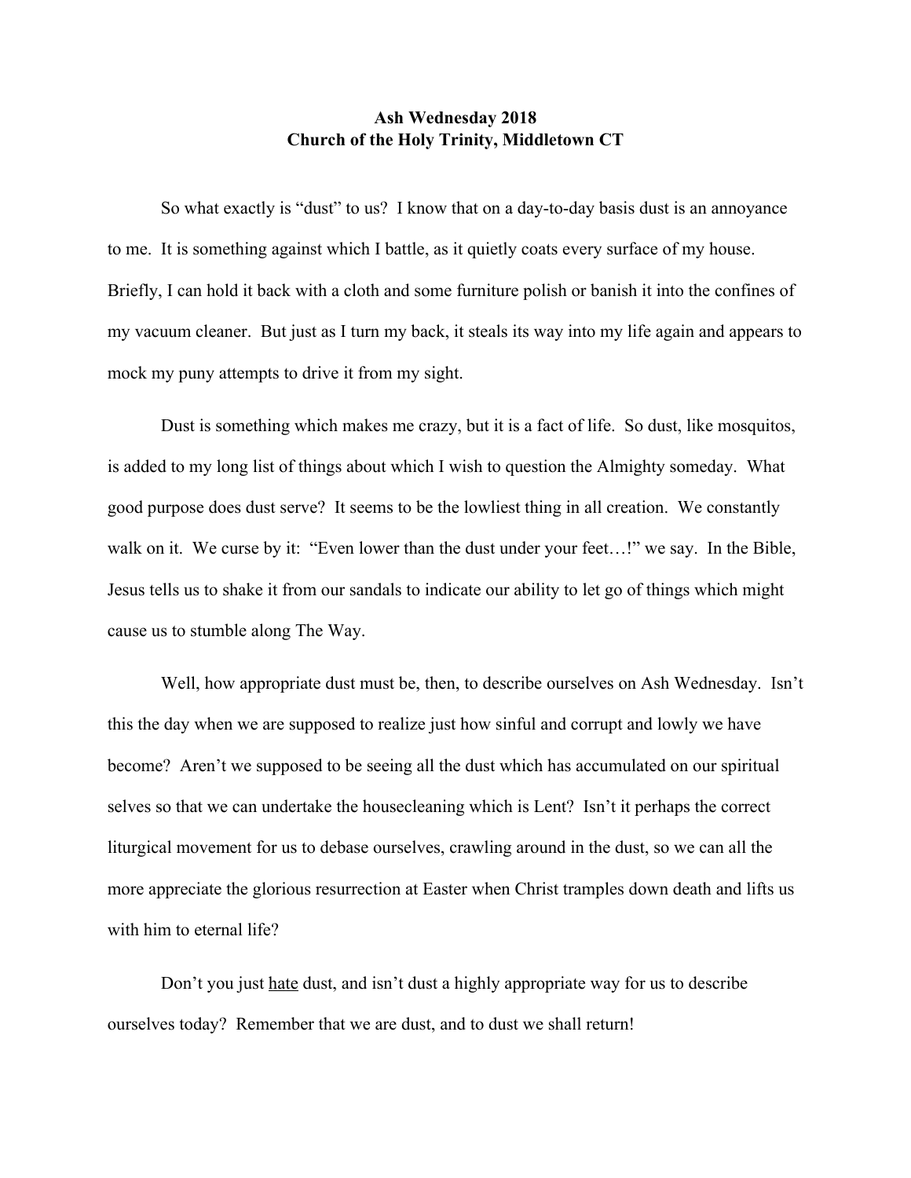**Ash Wednesday 2018**
**Church of the Holy Trinity, Middletown CT**

So what exactly is "dust" to us? I know that on a day-to-day basis dust is an annoyance to me. It is something against which I battle, as it quietly coats every surface of my house. Briefly, I can hold it back with a cloth and some furniture polish or banish it into the confines of my vacuum cleaner. But just as I turn my back, it steals its way into my life again and appears to mock my puny attempts to drive it from my sight.

Dust is something which makes me crazy, but it is a fact of life. So dust, like mosquitos, is added to my long list of things about which I wish to question the Almighty someday. What good purpose does dust serve? It seems to be the lowliest thing in all creation. We constantly walk on it. We curse by it: "Even lower than the dust under your feet…!" we say. In the Bible, Jesus tells us to shake it from our sandals to indicate our ability to let go of things which might cause us to stumble along The Way.

Well, how appropriate dust must be, then, to describe ourselves on Ash Wednesday. Isn't this the day when we are supposed to realize just how sinful and corrupt and lowly we have become? Aren't we supposed to be seeing all the dust which has accumulated on our spiritual selves so that we can undertake the housecleaning which is Lent? Isn't it perhaps the correct liturgical movement for us to debase ourselves, crawling around in the dust, so we can all the more appreciate the glorious resurrection at Easter when Christ tramples down death and lifts us with him to eternal life?

Don't you just <u>hate</u> dust, and isn't dust a highly appropriate way for us to describe ourselves today? Remember that we are dust, and to dust we shall return!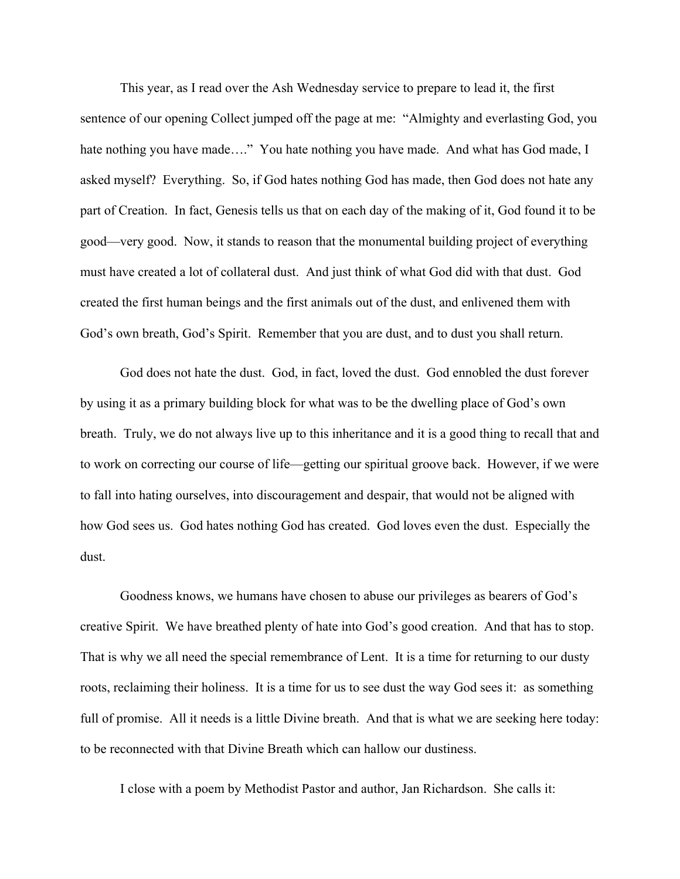This year, as I read over the Ash Wednesday service to prepare to lead it, the first sentence of our opening Collect jumped off the page at me: "Almighty and everlasting God, you hate nothing you have made…." You hate nothing you have made. And what has God made, I asked myself? Everything. So, if God hates nothing God has made, then God does not hate any part of Creation. In fact, Genesis tells us that on each day of the making of it, God found it to be good—very good. Now, it stands to reason that the monumental building project of everything must have created a lot of collateral dust. And just think of what God did with that dust. God created the first human beings and the first animals out of the dust, and enlivened them with God's own breath, God's Spirit. Remember that you are dust, and to dust you shall return.

God does not hate the dust. God, in fact, loved the dust. God ennobled the dust forever by using it as a primary building block for what was to be the dwelling place of God's own breath. Truly, we do not always live up to this inheritance and it is a good thing to recall that and to work on correcting our course of life—getting our spiritual groove back. However, if we were to fall into hating ourselves, into discouragement and despair, that would not be aligned with how God sees us. God hates nothing God has created. God loves even the dust. Especially the dust.

Goodness knows, we humans have chosen to abuse our privileges as bearers of God's creative Spirit. We have breathed plenty of hate into God's good creation. And that has to stop. That is why we all need the special remembrance of Lent. It is a time for returning to our dusty roots, reclaiming their holiness. It is a time for us to see dust the way God sees it: as something full of promise. All it needs is a little Divine breath. And that is what we are seeking here today: to be reconnected with that Divine Breath which can hallow our dustiness.

I close with a poem by Methodist Pastor and author, Jan Richardson. She calls it: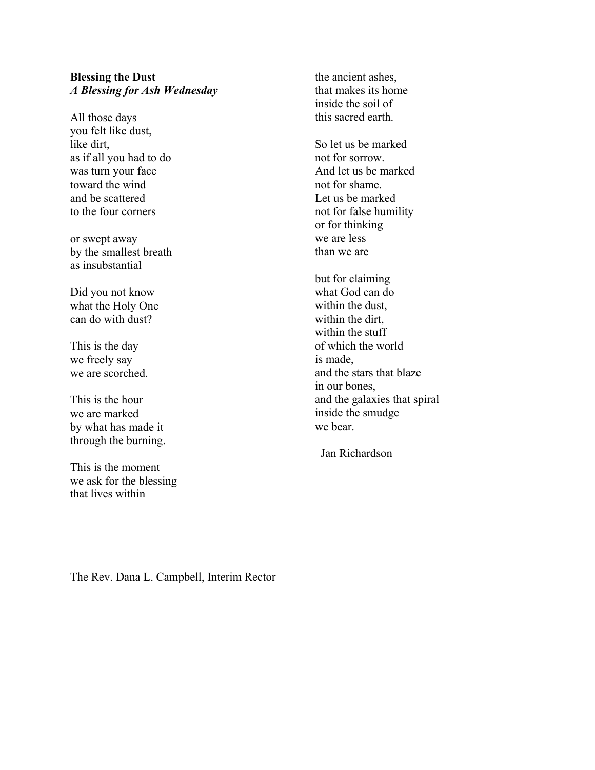**Blessing the Dust**
***A Blessing for Ash Wednesday***

All those days
you felt like dust,
like dirt,
as if all you had to do
was turn your face
toward the wind
and be scattered
to the four corners

or swept away
by the smallest breath
as insubstantial—

Did you not know
what the Holy One
can do with dust?

This is the day
we freely say
we are scorched.

This is the hour
we are marked
by what has made it
through the burning.

This is the moment
we ask for the blessing
that lives within
the ancient ashes,
that makes its home
inside the soil of
this sacred earth.

So let us be marked
not for sorrow.
And let us be marked
not for shame.
Let us be marked
not for false humility
or for thinking
we are less
than we are

but for claiming
what God can do
within the dust,
within the dirt,
within the stuff
of which the world
is made,
and the stars that blaze
in our bones,
and the galaxies that spiral
inside the smudge
we bear.

–Jan Richardson

The Rev. Dana L. Campbell, Interim Rector